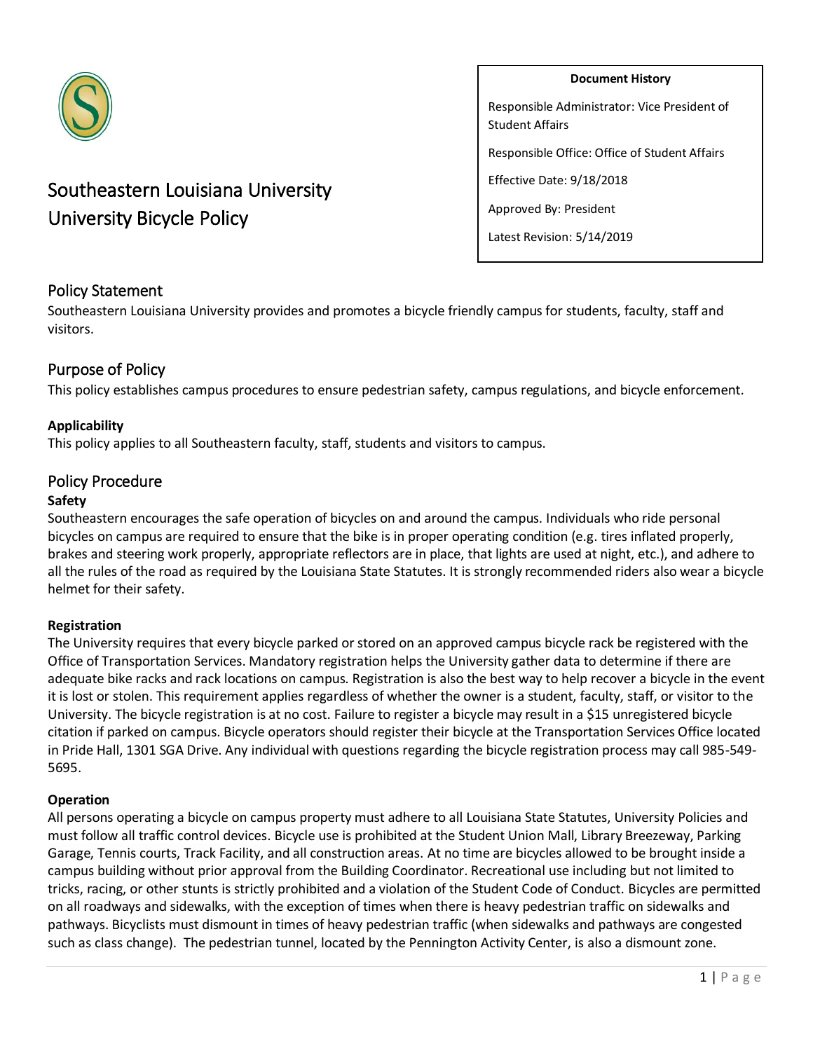**Document History**

Responsible Administrator: Vice President of Student Affairs

Responsible Office: Office of Student Affairs

Effective Date: 9/18/2018

Approved By: President

Latest Revision: 5/14/2019

# Southeastern Louisiana University University Bicycle Policy

## Policy Statement

Southeastern Louisiana University provides and promotes a bicycle friendly campus for students, faculty, staff and visitors.

## Purpose of Policy

This policy establishes campus procedures to ensure pedestrian safety, campus regulations, and bicycle enforcement.

**Applicability**

This policy applies to all Southeastern faculty, staff, students and visitors to campus.

## Policy Procedure

**Safety**

Southeastern encourages the safe operation of bicycles on and around the campus. Individuals who ride personal bicycles on campus are required to ensure that the bike is in proper operating condition (e.g. tires inflated properly, brakes and steering work properly, appropriate reflectors are in place, that lights are used at night, etc.), and adhere to all the rules of the road as required by the Louisiana State Statutes. It is strongly recommended riders also wear a bicycle helmet for their safety.

**Registration**

The University requires that every bicycle parked or stored on an approved campus bicycle rack be registered with the Office of Transportation Services. Mandatory registration helps the University gather data to determine if there are adequate bike racks and rack locations on campus. Registration is also the best way to help recover a bicycle in the event it is lost or stolen. This requirement applies regardless of whether the owner is a student, faculty, staff, or visitor to the University. The bicycle registration is at no cost. Failure to register a bicycle may result in a $15 unregistered bicycle citation if parked on campus. Bicycle operators should register their bicycle at the Transportation Services Office located in Pride Hall, 1301 SGA Drive. Any individual with questions regarding the bicycle registration process may call 985-549-5695.

**Operation**

All persons operating a bicycle on campus property must adhere to all Louisiana State Statutes, University Policies and must follow all traffic control devices. Bicycle use is prohibited at the Student Union Mall, Library Breezeway, Parking Garage, Tennis courts, Track Facility, and all construction areas. At no time are bicycles allowed to be brought inside a campus building without prior approval from the Building Coordinator. Recreational use including but not limited to tricks, racing, or other stunts is strictly prohibited and a violation of the Student Code of Conduct. Bicycles are permitted on all roadways and sidewalks, with the exception of times when there is heavy pedestrian traffic on sidewalks and pathways. Bicyclists must dismount in times of heavy pedestrian traffic (when sidewalks and pathways are congested such as class change). The pedestrian tunnel, located by the Pennington Activity Center, is also a dismount zone.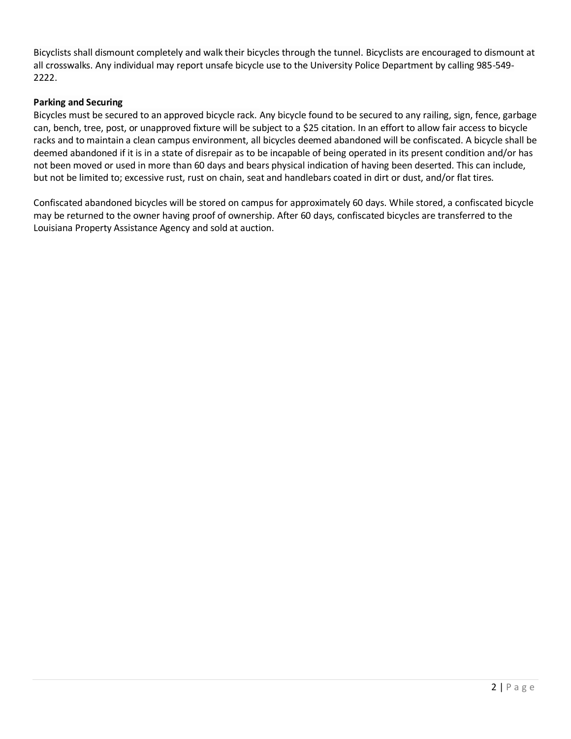Bicyclists shall dismount completely and walk their bicycles through the tunnel. Bicyclists are encouraged to dismount at all crosswalks. Any individual may report unsafe bicycle use to the University Police Department by calling 985-549-2222.

**Parking and Securing**

Bicycles must be secured to an approved bicycle rack. Any bicycle found to be secured to any railing, sign, fence, garbage can, bench, tree, post, or unapproved fixture will be subject to a $25 citation. In an effort to allow fair access to bicycle racks and to maintain a clean campus environment, all bicycles deemed abandoned will be confiscated. A bicycle shall be deemed abandoned if it is in a state of disrepair as to be incapable of being operated in its present condition and/or has not been moved or used in more than 60 days and bears physical indication of having been deserted. This can include, but not be limited to; excessive rust, rust on chain, seat and handlebars coated in dirt or dust, and/or flat tires.

Confiscated abandoned bicycles will be stored on campus for approximately 60 days. While stored, a confiscated bicycle may be returned to the owner having proof of ownership. After 60 days, confiscated bicycles are transferred to the Louisiana Property Assistance Agency and sold at auction.